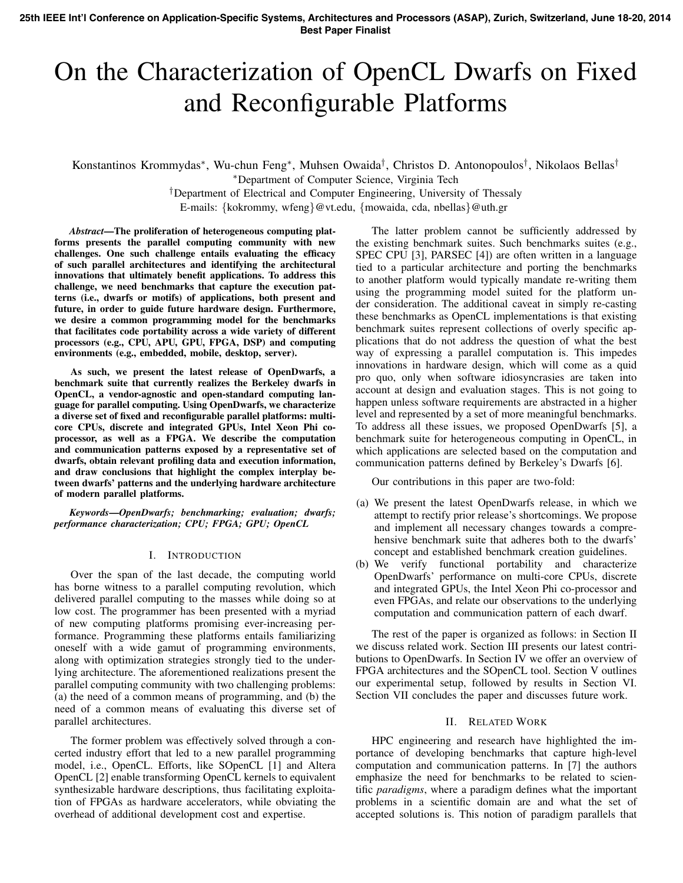25th IEEE Int'l Conference on Application-Specific Systems, Architectures and Processors (ASAP), Zurich, Switzerland, June 18-20, 2014
Best Paper Finalist

# On the Characterization of OpenCL Dwarfs on Fixed and Reconfigurable Platforms

Konstantinos Krommydas*, Wu-chun Feng*, Muhsen Owaida†, Christos D. Antonopoulos†, Nikolaos Bellas†

*Department of Computer Science, Virginia Tech

†Department of Electrical and Computer Engineering, University of Thessaly

E-mails: {kokrommy, wfeng}@vt.edu, {mowaida, cda, nbellas}@uth.gr

***Abstract*—The proliferation of heterogeneous computing platforms presents the parallel computing community with new challenges. One such challenge entails evaluating the efficacy of such parallel architectures and identifying the architectural innovations that ultimately benefit applications. To address this challenge, we need benchmarks that capture the execution patterns (i.e., dwarfs or motifs) of applications, both present and future, in order to guide future hardware design. Furthermore, we desire a common programming model for the benchmarks that facilitates code portability across a wide variety of different processors (e.g., CPU, APU, GPU, FPGA, DSP) and computing environments (e.g., embedded, mobile, desktop, server).**

**As such, we present the latest release of OpenDwarfs, a benchmark suite that currently realizes the Berkeley dwarfs in OpenCL, a vendor-agnostic and open-standard computing language for parallel computing. Using OpenDwarfs, we characterize a diverse set of fixed and reconfigurable parallel platforms: multi-core CPUs, discrete and integrated GPUs, Intel Xeon Phi co-processor, as well as a FPGA. We describe the computation and communication patterns exposed by a representative set of dwarfs, obtain relevant profiling data and execution information, and draw conclusions that highlight the complex interplay between dwarfs' patterns and the underlying hardware architecture of modern parallel platforms.**

***Keywords*—*OpenDwarfs; benchmarking; evaluation; dwarfs; performance characterization; CPU; FPGA; GPU; OpenCL***

## I. Introduction

Over the span of the last decade, the computing world has borne witness to a parallel computing revolution, which delivered parallel computing to the masses while doing so at low cost. The programmer has been presented with a myriad of new computing platforms promising ever-increasing performance. Programming these platforms entails familiarizing oneself with a wide gamut of programming environments, along with optimization strategies strongly tied to the underlying architecture. The aforementioned realizations present the parallel computing community with two challenging problems: (a) the need of a common means of programming, and (b) the need of a common means of evaluating this diverse set of parallel architectures.

The former problem was effectively solved through a concerted industry effort that led to a new parallel programming model, i.e., OpenCL. Efforts, like SOpenCL [1] and Altera OpenCL [2] enable transforming OpenCL kernels to equivalent synthesizable hardware descriptions, thus facilitating exploitation of FPGAs as hardware accelerators, while obviating the overhead of additional development cost and expertise.

The latter problem cannot be sufficiently addressed by the existing benchmark suites. Such benchmarks suites (e.g., SPEC CPU [3], PARSEC [4]) are often written in a language tied to a particular architecture and porting the benchmarks to another platform would typically mandate re-writing them using the programming model suited for the platform under consideration. The additional caveat in simply re-casting these benchmarks as OpenCL implementations is that existing benchmark suites represent collections of overly specific applications that do not address the question of what the best way of expressing a parallel computation is. This impedes innovations in hardware design, which will come as a quid pro quo, only when software idiosyncrasies are taken into account at design and evaluation stages. This is not going to happen unless software requirements are abstracted in a higher level and represented by a set of more meaningful benchmarks. To address all these issues, we proposed OpenDwarfs [5], a benchmark suite for heterogeneous computing in OpenCL, in which applications are selected based on the computation and communication patterns defined by Berkeley's Dwarfs [6].

Our contributions in this paper are two-fold:

(a) We present the latest OpenDwarfs release, in which we attempt to rectify prior release's shortcomings. We propose and implement all necessary changes towards a comprehensive benchmark suite that adheres both to the dwarfs' concept and established benchmark creation guidelines.

(b) We verify functional portability and characterize OpenDwarfs' performance on multi-core CPUs, discrete and integrated GPUs, the Intel Xeon Phi co-processor and even FPGAs, and relate our observations to the underlying computation and communication pattern of each dwarf.

The rest of the paper is organized as follows: in Section II we discuss related work. Section III presents our latest contributions to OpenDwarfs. In Section IV we offer an overview of FPGA architectures and the SOpenCL tool. Section V outlines our experimental setup, followed by results in Section VI. Section VII concludes the paper and discusses future work.

## II. Related Work

HPC engineering and research have highlighted the importance of developing benchmarks that capture high-level computation and communication patterns. In [7] the authors emphasize the need for benchmarks to be related to scientific *paradigms*, where a paradigm defines what the important problems in a scientific domain are and what the set of accepted solutions is. This notion of paradigm parallels that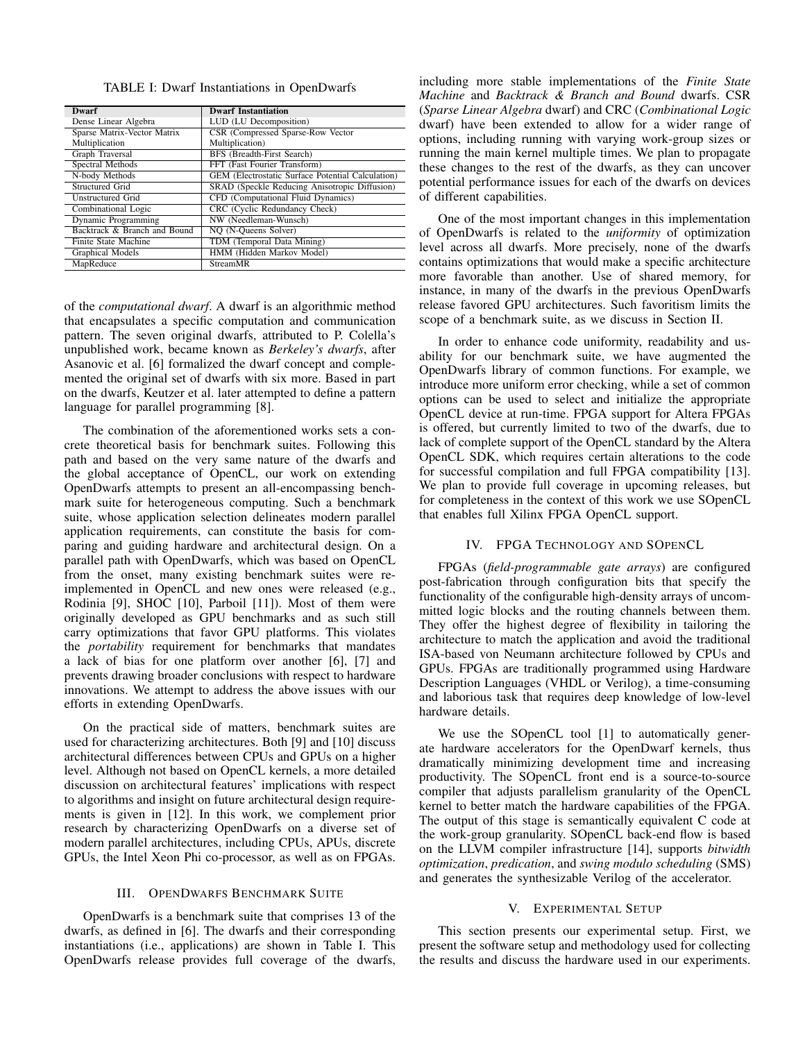TABLE I: Dwarf Instantiations in OpenDwarfs

| Dwarf | Dwarf Instantiation |
| --- | --- |
| Dense Linear Algebra | LUD (LU Decomposition) |
| Sparse Matrix-Vector Matrix Multiplication | CSR (Compressed Sparse-Row Vector Multiplication) |
| Graph Traversal | BFS (Breadth-First Search) |
| Spectral Methods | FFT (Fast Fourier Transform) |
| N-body Methods | GEM (Electrostatic Surface Potential Calculation) |
| Structured Grid | SRAD (Speckle Reducing Anisotropic Diffusion) |
| Unstructured Grid | CFD (Computational Fluid Dynamics) |
| Combinational Logic | CRC (Cyclic Redundancy Check) |
| Dynamic Programming | NW (Needleman-Wunsch) |
| Backtrack & Branch and Bound | NQ (N-Queens Solver) |
| Finite State Machine | TDM (Temporal Data Mining) |
| Graphical Models | HMM (Hidden Markov Model) |
| MapReduce | StreamMR |

of the *computational dwarf*. A dwarf is an algorithmic method that encapsulates a specific computation and communication pattern. The seven original dwarfs, attributed to P. Colella's unpublished work, became known as *Berkeley's dwarfs*, after Asanovic et al. [6] formalized the dwarf concept and complemented the original set of dwarfs with six more. Based in part on the dwarfs, Keutzer et al. later attempted to define a pattern language for parallel programming [8].

The combination of the aforementioned works sets a concrete theoretical basis for benchmark suites. Following this path and based on the very same nature of the dwarfs and the global acceptance of OpenCL, our work on extending OpenDwarfs attempts to present an all-encompassing benchmark suite for heterogeneous computing. Such a benchmark suite, whose application selection delineates modern parallel application requirements, can constitute the basis for comparing and guiding hardware and architectural design. On a parallel path with OpenDwarfs, which was based on OpenCL from the onset, many existing benchmark suites were re-implemented in OpenCL and new ones were released (e.g., Rodinia [9], SHOC [10], Parboil [11]). Most of them were originally developed as GPU benchmarks and as such still carry optimizations that favor GPU platforms. This violates the *portability* requirement for benchmarks that mandates a lack of bias for one platform over another [6], [7] and prevents drawing broader conclusions with respect to hardware innovations. We attempt to address the above issues with our efforts in extending OpenDwarfs.

On the practical side of matters, benchmark suites are used for characterizing architectures. Both [9] and [10] discuss architectural differences between CPUs and GPUs on a higher level. Although not based on OpenCL kernels, a more detailed discussion on architectural features' implications with respect to algorithms and insight on future architectural design requirements is given in [12]. In this work, we complement prior research by characterizing OpenDwarfs on a diverse set of modern parallel architectures, including CPUs, APUs, discrete GPUs, the Intel Xeon Phi co-processor, as well as on FPGAs.

## III. OpenDwarfs Benchmark Suite

OpenDwarfs is a benchmark suite that comprises 13 of the dwarfs, as defined in [6]. The dwarfs and their corresponding instantiations (i.e., applications) are shown in Table I. This OpenDwarfs release provides full coverage of the dwarfs, including more stable implementations of the *Finite State Machine* and *Backtrack & Branch and Bound* dwarfs. CSR (*Sparse Linear Algebra* dwarf) and CRC (*Combinational Logic* dwarf) have been extended to allow for a wider range of options, including running with varying work-group sizes or running the main kernel multiple times. We plan to propagate these changes to the rest of the dwarfs, as they can uncover potential performance issues for each of the dwarfs on devices of different capabilities.

One of the most important changes in this implementation of OpenDwarfs is related to the *uniformity* of optimization level across all dwarfs. More precisely, none of the dwarfs contains optimizations that would make a specific architecture more favorable than another. Use of shared memory, for instance, in many of the dwarfs in the previous OpenDwarfs release favored GPU architectures. Such favoritism limits the scope of a benchmark suite, as we discuss in Section II.

In order to enhance code uniformity, readability and usability for our benchmark suite, we have augmented the OpenDwarfs library of common functions. For example, we introduce more uniform error checking, while a set of common options can be used to select and initialize the appropriate OpenCL device at run-time. FPGA support for Altera FPGAs is offered, but currently limited to two of the dwarfs, due to lack of complete support of the OpenCL standard by the Altera OpenCL SDK, which requires certain alterations to the code for successful compilation and full FPGA compatibility [13]. We plan to provide full coverage in upcoming releases, but for completeness in the context of this work we use SOpenCL that enables full Xilinx FPGA OpenCL support.

## IV. FPGA Technology and SOpenCL

FPGAs (*field-programmable gate arrays*) are configured post-fabrication through configuration bits that specify the functionality of the configurable high-density arrays of uncommitted logic blocks and the routing channels between them. They offer the highest degree of flexibility in tailoring the architecture to match the application and avoid the traditional ISA-based von Neumann architecture followed by CPUs and GPUs. FPGAs are traditionally programmed using Hardware Description Languages (VHDL or Verilog), a time-consuming and laborious task that requires deep knowledge of low-level hardware details.

We use the SOpenCL tool [1] to automatically generate hardware accelerators for the OpenDwarf kernels, thus dramatically minimizing development time and increasing productivity. The SOpenCL front end is a source-to-source compiler that adjusts parallelism granularity of the OpenCL kernel to better match the hardware capabilities of the FPGA. The output of this stage is semantically equivalent C code at the work-group granularity. SOpenCL back-end flow is based on the LLVM compiler infrastructure [14], supports *bitwidth optimization*, *predication*, and *swing modulo scheduling* (SMS) and generates the synthesizable Verilog of the accelerator.

## V. Experimental Setup

This section presents our experimental setup. First, we present the software setup and methodology used for collecting the results and discuss the hardware used in our experiments.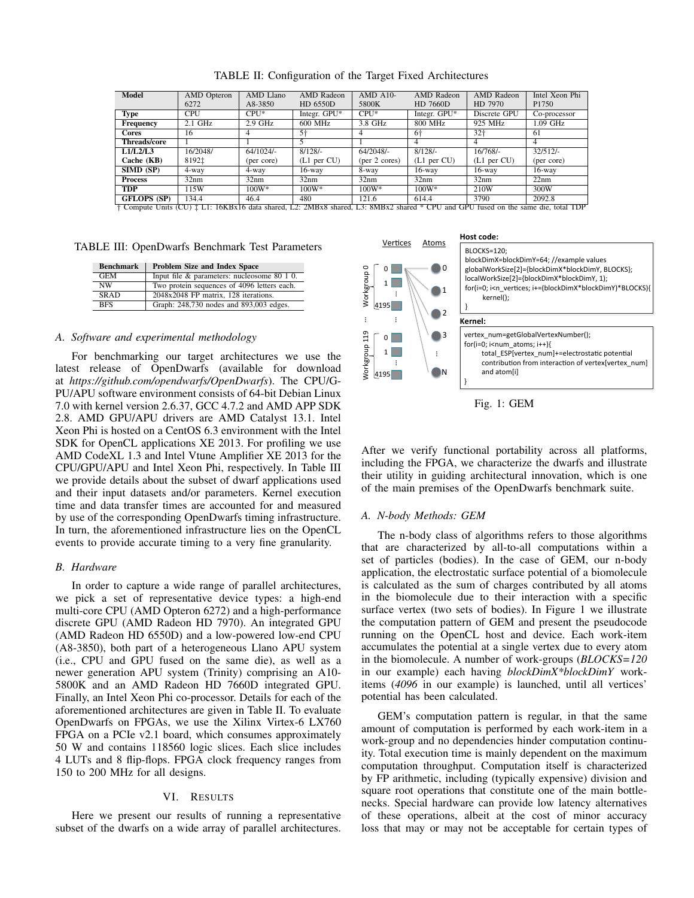TABLE II: Configuration of the Target Fixed Architectures

| Model | AMD Opteron 6272 | AMD Llano A8-3850 | AMD Radeon HD 6550D | AMD A10-5800K | AMD Radeon HD 7660D | AMD Radeon HD 7970 | Intel Xeon Phi P1750 |
|---|---|---|---|---|---|---|---|
| Type | CPU | CPU* | Integr. GPU* | CPU* | Integr. GPU* | Discrete GPU | Co-processor |
| Frequency | 2.1 GHz | 2.9 GHz | 600 MHz | 3.8 GHz | 800 MHz | 925 MHz | 1.09 GHz |
| Cores | 16 | 4 | 5† | 4 | 6† | 32† | 61 |
| Threads/core | 1 | 1 | 5 | 1 | 4 | 4 | 4 |
| L1/L2/L3 Cache (KB) | 16/2048/ 8192‡ | 64/1024/- (per core) | 8/128/- (L1 per CU) | 64/2048/- (per 2 cores) | 8/128/- (L1 per CU) | 16/768/- (L1 per CU) | 32/512/- (per core) |
| SIMD (SP) | 4-way | 4-way | 16-way | 8-way | 16-way | 16-way | 16-way |
| Process | 32nm | 32nm | 32nm | 32nm | 32nm | 32nm | 22nm |
| TDP | 115W | 100W* | 100W* | 100W* | 100W* | 210W | 300W |
| GFLOPS (SP) | 134.4 | 46.4 | 480 | 121.6 | 614.4 | 3790 | 2092.8 |

† Compute Units (CU) ‡ L1: 16KBx16 data shared, L2: 2MBx8 shared, L3: 8MBx2 shared * CPU and GPU fused on the same die, total TDP

TABLE III: OpenDwarfs Benchmark Test Parameters

| Benchmark | Problem Size and Index Space |
|---|---|
| GEM | Input file & parameters: nucleosome 80 1 0. |
| NW | Two protein sequences of 4096 letters each. |
| SRAD | 2048x2048 FP matrix, 128 iterations. |
| BFS | Graph: 248,730 nodes and 893,003 edges. |

### A. Software and experimental methodology

For benchmarking our target architectures we use the latest release of OpenDwarfs (available for download at *https://github.com/opendwarfs/OpenDwarfs*). The CPU/GPU/APU software environment consists of 64-bit Debian Linux 7.0 with kernel version 2.6.37, GCC 4.7.2 and AMD APP SDK 2.8. AMD GPU/APU drivers are AMD Catalyst 13.1. Intel Xeon Phi is hosted on a CentOS 6.3 environment with the Intel SDK for OpenCL applications XE 2013. For profiling we use AMD CodeXL 1.3 and Intel Vtune Amplifier XE 2013 for the CPU/GPU/APU and Intel Xeon Phi, respectively. In Table III we provide details about the subset of dwarf applications used and their input datasets and/or parameters. Kernel execution time and data transfer times are accounted for and measured by use of the corresponding OpenDwarfs timing infrastructure. In turn, the aforementioned infrastructure lies on the OpenCL events to provide accurate timing to a very fine granularity.

### B. Hardware

In order to capture a wide range of parallel architectures, we pick a set of representative device types: a high-end multi-core CPU (AMD Opteron 6272) and a high-performance discrete GPU (AMD Radeon HD 7970). An integrated GPU (AMD Radeon HD 6550D) and a low-powered low-end CPU (A8-3850), both part of a heterogeneous Llano APU system (i.e., CPU and GPU fused on the same die), as well as a newer generation APU system (Trinity) comprising an A10-5800K and an AMD Radeon HD 7660D integrated GPU. Finally, an Intel Xeon Phi co-processor. Details for each of the aforementioned architectures are given in Table II. To evaluate OpenDwarfs on FPGAs, we use the Xilinx Virtex-6 LX760 FPGA on a PCIe v2.1 board, which consumes approximately 50 W and contains 118560 logic slices. Each slice includes 4 LUTs and 8 flip-flops. FPGA clock frequency ranges from 150 to 200 MHz for all designs.

## VI. Results

Here we present our results of running a representative subset of the dwarfs on a wide array of parallel architectures. After we verify functional portability across all platforms, including the FPGA, we characterize the dwarfs and illustrate their utility in guiding architectural innovation, which is one of the main premises of the OpenDwarfs benchmark suite.

Vertices Atoms

Workgroup 0: 0, 1, ..., 4195 ... Workgroup 119: 0, 1, ..., 4195 — Atoms: 0, 1, 2, 3, ..., N

**Host code:**

```
BLOCKS=120;
blockDimX=blockDimY=64; //example values
globalWorkSize[2]={blockDimX*blockDimY, BLOCKS};
localWorkSize[2]={blockDimX*blockDimY, 1};
for(i=0; i<n_vertices; i+=(blockDimX*blockDimY)*BLOCKS){
    kernel();
}
```

**Kernel:**

```
vertex_num=getGlobalVertexNumber();
for(i=0; i<num_atoms; i++){
    total_ESP[vertex_num]+=electrostatic potential
    contribution from interaction of vertex[vertex_num]
    and atom[i]
}
```

Fig. 1: GEM

### A. N-body Methods: GEM

The n-body class of algorithms refers to those algorithms that are characterized by all-to-all computations within a set of particles (bodies). In the case of GEM, our n-body application, the electrostatic surface potential of a biomolecule is calculated as the sum of charges contributed by all atoms in the biomolecule due to their interaction with a specific surface vertex (two sets of bodies). In Figure 1 we illustrate the computation pattern of GEM and present the pseudocode running on the OpenCL host and device. Each work-item accumulates the potential at a single vertex due to every atom in the biomolecule. A number of work-groups (*BLOCKS=120* in our example) each having *blockDimX\*blockDimY* work-items (*4096* in our example) is launched, until all vertices' potential has been calculated.

GEM's computation pattern is regular, in that the same amount of computation is performed by each work-item in a work-group and no dependencies hinder computation continuity. Total execution time is mainly dependent on the maximum computation throughput. Computation itself is characterized by FP arithmetic, including (typically expensive) division and square root operations that constitute one of the main bottlenecks. Special hardware can provide low latency alternatives of these operations, albeit at the cost of minor accuracy loss that may or may not be acceptable for certain types of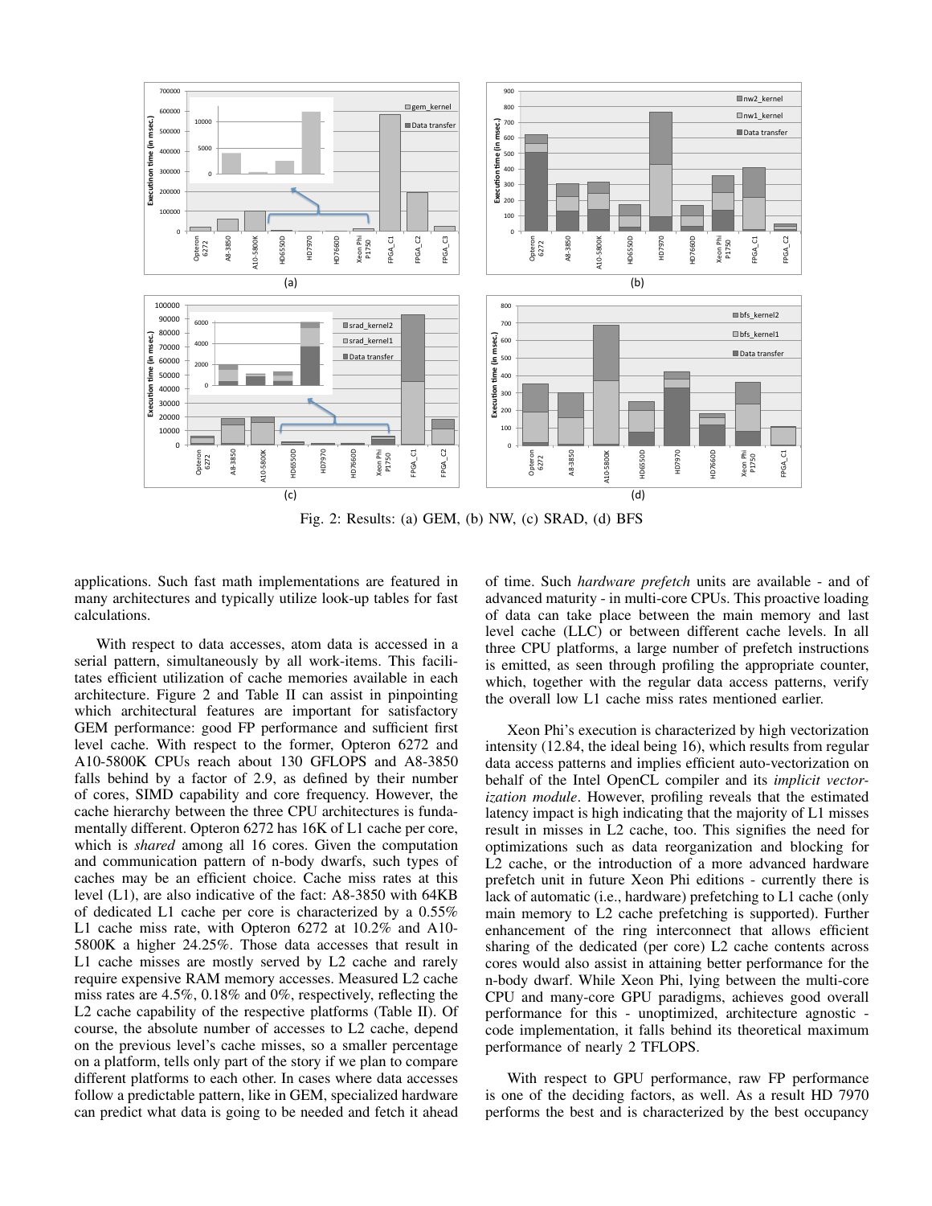Fig. 2: Results: (a) GEM, (b) NW, (c) SRAD, (d) BFS

applications. Such fast math implementations are featured in many architectures and typically utilize look-up tables for fast calculations.

With respect to data accesses, atom data is accessed in a serial pattern, simultaneously by all work-items. This facilitates efficient utilization of cache memories available in each architecture. Figure 2 and Table II can assist in pinpointing which architectural features are important for satisfactory GEM performance: good FP performance and sufficient first level cache. With respect to the former, Opteron 6272 and A10-5800K CPUs reach about 130 GFLOPS and A8-3850 falls behind by a factor of 2.9, as defined by their number of cores, SIMD capability and core frequency. However, the cache hierarchy between the three CPU architectures is fundamentally different. Opteron 6272 has 16K of L1 cache per core, which is *shared* among all 16 cores. Given the computation and communication pattern of n-body dwarfs, such types of caches may be an efficient choice. Cache miss rates at this level (L1), are also indicative of the fact: A8-3850 with 64KB of dedicated L1 cache per core is characterized by a 0.55% L1 cache miss rate, with Opteron 6272 at 10.2% and A10-5800K a higher 24.25%. Those data accesses that result in L1 cache misses are mostly served by L2 cache and rarely require expensive RAM memory accesses. Measured L2 cache miss rates are 4.5%, 0.18% and 0%, respectively, reflecting the L2 cache capability of the respective platforms (Table II). Of course, the absolute number of accesses to L2 cache, depend on the previous level's cache misses, so a smaller percentage on a platform, tells only part of the story if we plan to compare different platforms to each other. In cases where data accesses follow a predictable pattern, like in GEM, specialized hardware can predict what data is going to be needed and fetch it ahead of time. Such *hardware prefetch* units are available - and of advanced maturity - in multi-core CPUs. This proactive loading of data can take place between the main memory and last level cache (LLC) or between different cache levels. In all three CPU platforms, a large number of prefetch instructions is emitted, as seen through profiling the appropriate counter, which, together with the regular data access patterns, verify the overall low L1 cache miss rates mentioned earlier.

Xeon Phi's execution is characterized by high vectorization intensity (12.84, the ideal being 16), which results from regular data access patterns and implies efficient auto-vectorization on behalf of the Intel OpenCL compiler and its *implicit vectorization module*. However, profiling reveals that the estimated latency impact is high indicating that the majority of L1 misses result in misses in L2 cache, too. This signifies the need for optimizations such as data reorganization and blocking for L2 cache, or the introduction of a more advanced hardware prefetch unit in future Xeon Phi editions - currently there is lack of automatic (i.e., hardware) prefetching to L1 cache (only main memory to L2 cache prefetching is supported). Further enhancement of the ring interconnect that allows efficient sharing of the dedicated (per core) L2 cache contents across cores would also assist in attaining better performance for the n-body dwarf. While Xeon Phi, lying between the multi-core CPU and many-core GPU paradigms, achieves good overall performance for this - unoptimized, architecture agnostic - code implementation, it falls behind its theoretical maximum performance of nearly 2 TFLOPS.

With respect to GPU performance, raw FP performance is one of the deciding factors, as well. As a result HD 7970 performs the best and is characterized by the best occupancy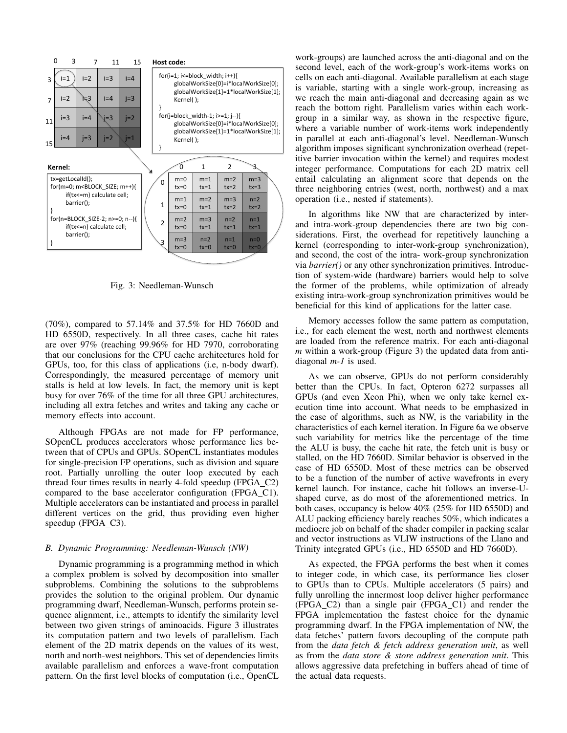Host code:

```
for(i=1; i<=block_width; i++){
    globalWorkSize[0]=i*localWorkSize[0];
    globalWorkSize[1]=1*localWorkSize[1];
    Kernel( );
}
for(j=block_width-1; i>=1; j--){
    globalWorkSize[0]=i*localWorkSize[0];
    globalWorkSize[1]=1*localWorkSize[1];
    Kernel( );
}
```

Kernel:

```
tx=getLocalId();
for(m=0; m<BLOCK_SIZE; m++){
    if(tx<=m) calculate cell;
    barrier();
}
for(n=BLOCK_SIZE-2; n>=0; n--){
    if(tx<=n) calculate cell;
    barrier();
}
```

Fig. 3: Needleman-Wunsch

(70%), compared to 57.14% and 37.5% for HD 7660D and HD 6550D, respectively. In all three cases, cache hit rates are over 97% (reaching 99.96% for HD 7970, corroborating that our conclusions for the CPU cache architectures hold for GPUs, too, for this class of applications (i.e, n-body dwarf). Correspondingly, the measured percentage of memory unit stalls is held at low levels. In fact, the memory unit is kept busy for over 76% of the time for all three GPU architectures, including all extra fetches and writes and taking any cache or memory effects into account.

Although FPGAs are not made for FP performance, SOpenCL produces accelerators whose performance lies between that of CPUs and GPUs. SOpenCL instantiates modules for single-precision FP operations, such as division and square root. Partially unrolling the outer loop executed by each thread four times results in nearly 4-fold speedup (FPGA_C2) compared to the base accelerator configuration (FPGA_C1). Multiple accelerators can be instantiated and process in parallel different vertices on the grid, thus providing even higher speedup (FPGA_C3).

### *B. Dynamic Programming: Needleman-Wunsch (NW)*

Dynamic programming is a programming method in which a complex problem is solved by decomposition into smaller subproblems. Combining the solutions to the subproblems provides the solution to the original problem. Our dynamic programming dwarf, Needleman-Wunsch, performs protein sequence alignment, i.e., attempts to identify the similarity level between two given strings of aminoacids. Figure 3 illustrates its computation pattern and two levels of parallelism. Each element of the 2D matrix depends on the values of its west, north and north-west neighbors. This set of dependencies limits available parallelism and enforces a wave-front computation pattern. On the first level blocks of computation (i.e., OpenCL work-groups) are launched across the anti-diagonal and on the second level, each of the work-group's work-items works on cells on each anti-diagonal. Available parallelism at each stage is variable, starting with a single work-group, increasing as we reach the main anti-diagonal and decreasing again as we reach the bottom right. Parallelism varies within each work-group in a similar way, as shown in the respective figure, where a variable number of work-items work independently in parallel at each anti-diagonal's level. Needleman-Wunsch algorithm imposes significant synchronization overhead (repetitive barrier invocation within the kernel) and requires modest integer performance. Computations for each 2D matrix cell entail calculating an alignment score that depends on the three neighboring entries (west, north, northwest) and a max operation (i.e., nested if statements).

In algorithms like NW that are characterized by inter- and intra-work-group dependencies there are two big considerations. First, the overhead for repetitively launching a kernel (corresponding to inter-work-group synchronization), and second, the cost of the intra- work-group synchronization via *barrier()* or any other synchronization primitives. Introduction of system-wide (hardware) barriers would help to solve the former of the problems, while optimization of already existing intra-work-group synchronization primitives would be beneficial for this kind of applications for the latter case.

Memory accesses follow the same pattern as computation, i.e., for each element the west, north and northwest elements are loaded from the reference matrix. For each anti-diagonal *m* within a work-group (Figure 3) the updated data from anti-diagonal *m-1* is used.

As we can observe, GPUs do not perform considerably better than the CPUs. In fact, Opteron 6272 surpasses all GPUs (and even Xeon Phi), when we only take kernel execution time into account. What needs to be emphasized in the case of algorithms, such as NW, is the variability in the characteristics of each kernel iteration. In Figure 6a we observe such variability for metrics like the percentage of the time the ALU is busy, the cache hit rate, the fetch unit is busy or stalled, on the HD 7660D. Similar behavior is observed in the case of HD 6550D. Most of these metrics can be observed to be a function of the number of active wavefronts in every kernel launch. For instance, cache hit follows an inverse-U-shaped curve, as do most of the aforementioned metrics. In both cases, occupancy is below 40% (25% for HD 6550D) and ALU packing efficiency barely reaches 50%, which indicates a mediocre job on behalf of the shader compiler in packing scalar and vector instructions as VLIW instructions of the Llano and Trinity integrated GPUs (i.e., HD 6550D and HD 7660D).

As expected, the FPGA performs the best when it comes to integer code, in which case, its performance lies closer to GPUs than to CPUs. Multiple accelerators (5 pairs) and fully unrolling the innermost loop deliver higher performance (FPGA_C2) than a single pair (FPGA_C1) and render the FPGA implementation the fastest choice for the dynamic programming dwarf. In the FPGA implementation of NW, the data fetches' pattern favors decoupling of the compute path from the *data fetch & fetch address generation unit*, as well as from the *data store & store address generation unit*. This allows aggressive data prefetching in buffers ahead of time of the actual data requests.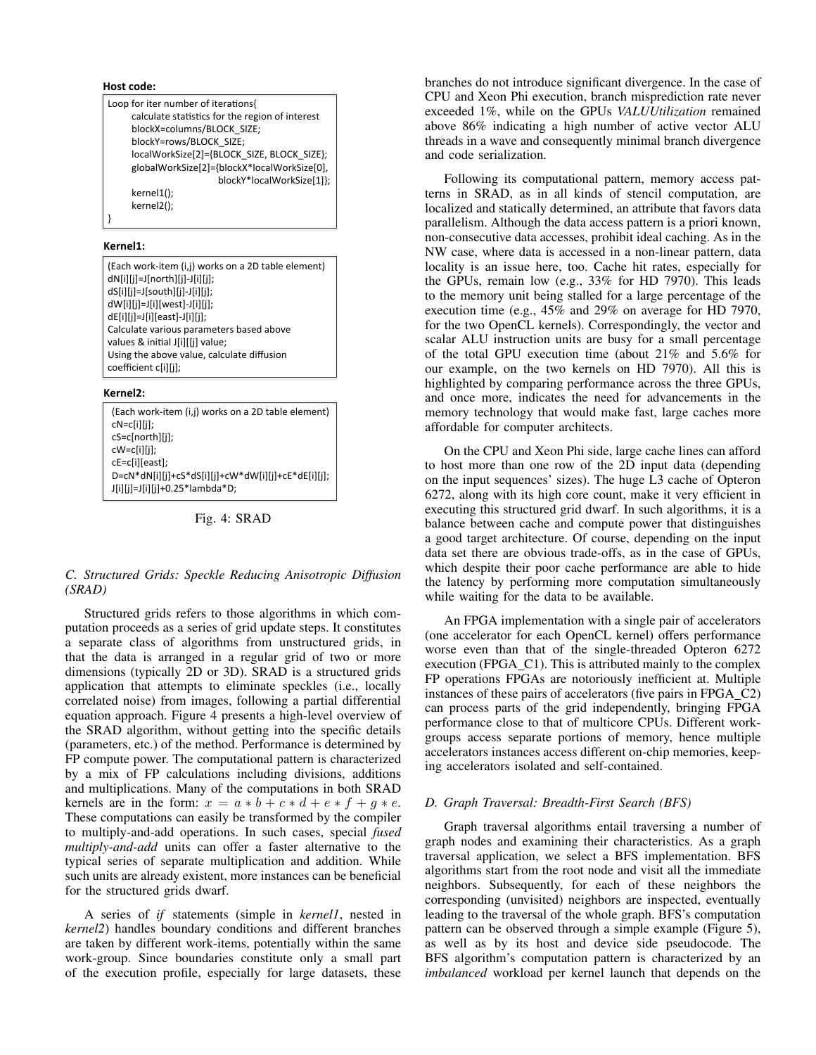**Host code:**

```
Loop for iter number of iterations{
      calculate statistics for the region of interest
      blockX=columns/BLOCK_SIZE;
      blockY=rows/BLOCK_SIZE;
      localWorkSize[2]={BLOCK_SIZE, BLOCK_SIZE};
      globalWorkSize[2]={blockX*localWorkSize[0],
                              blockY*localWorkSize[1]};
      kernel1();
      kernel2();
}
```

**Kernel1:**

```
(Each work-item (i,j) works on a 2D table element)
dN[i][j]=J[north][j]-J[i][j];
dS[i][j]=J[south][j]-J[i][j];
dW[i][j]=J[i][west]-J[i][j];
dE[i][j]=J[i][east]-J[i][j];
Calculate various parameters based above
values & initial J[i][[j] value;
Using the above value, calculate diffusion
coefficient c[i][j];
```

**Kernel2:**

```
(Each work-item (i,j) works on a 2D table element)
cN=c[i][j];
cS=c[north][j];
cW=c[i][j];
cE=c[i][east];
D=cN*dN[i][j]+cS*dS[i][j]+cW*dW[i][j]+cE*dE[i][j];
J[i][j]=J[i][j]+0.25*lambda*D;
```

Fig. 4: SRAD

### C. Structured Grids: Speckle Reducing Anisotropic Diffusion (SRAD)

Structured grids refers to those algorithms in which computation proceeds as a series of grid update steps. It constitutes a separate class of algorithms from unstructured grids, in that the data is arranged in a regular grid of two or more dimensions (typically 2D or 3D). SRAD is a structured grids application that attempts to eliminate speckles (i.e., locally correlated noise) from images, following a partial differential equation approach. Figure 4 presents a high-level overview of the SRAD algorithm, without getting into the specific details (parameters, etc.) of the method. Performance is determined by FP compute power. The computational pattern is characterized by a mix of FP calculations including divisions, additions and multiplications. Many of the computations in both SRAD kernels are in the form: $x = a*b + c*d + e*f + g*e$. These computations can easily be transformed by the compiler to multiply-and-add operations. In such cases, special *fused multiply-and-add* units can offer a faster alternative to the typical series of separate multiplication and addition. While such units are already existent, more instances can be beneficial for the structured grids dwarf.

A series of *if* statements (simple in *kernel1*, nested in *kernel2*) handles boundary conditions and different branches are taken by different work-items, potentially within the same work-group. Since boundaries constitute only a small part of the execution profile, especially for large datasets, these branches do not introduce significant divergence. In the case of CPU and Xeon Phi execution, branch misprediction rate never exceeded 1%, while on the GPUs *VALUUtilization* remained above 86% indicating a high number of active vector ALU threads in a wave and consequently minimal branch divergence and code serialization.

Following its computational pattern, memory access patterns in SRAD, as in all kinds of stencil computation, are localized and statically determined, an attribute that favors data parallelism. Although the data access pattern is a priori known, non-consecutive data accesses, prohibit ideal caching. As in the NW case, where data is accessed in a non-linear pattern, data locality is an issue here, too. Cache hit rates, especially for the GPUs, remain low (e.g., 33% for HD 7970). This leads to the memory unit being stalled for a large percentage of the execution time (e.g., 45% and 29% on average for HD 7970, for the two OpenCL kernels). Correspondingly, the vector and scalar ALU instruction units are busy for a small percentage of the total GPU execution time (about 21% and 5.6% for our example, on the two kernels on HD 7970). All this is highlighted by comparing performance across the three GPUs, and once more, indicates the need for advancements in the memory technology that would make fast, large caches more affordable for computer architects.

On the CPU and Xeon Phi side, large cache lines can afford to host more than one row of the 2D input data (depending on the input sequences' sizes). The huge L3 cache of Opteron 6272, along with its high core count, make it very efficient in executing this structured grid dwarf. In such algorithms, it is a balance between cache and compute power that distinguishes a good target architecture. Of course, depending on the input data set there are obvious trade-offs, as in the case of GPUs, which despite their poor cache performance are able to hide the latency by performing more computation simultaneously while waiting for the data to be available.

An FPGA implementation with a single pair of accelerators (one accelerator for each OpenCL kernel) offers performance worse even than that of the single-threaded Opteron 6272 execution (FPGA_C1). This is attributed mainly to the complex FP operations FPGAs are notoriously inefficient at. Multiple instances of these pairs of accelerators (five pairs in FPGA_C2) can process parts of the grid independently, bringing FPGA performance close to that of multicore CPUs. Different work-groups access separate portions of memory, hence multiple accelerators instances access different on-chip memories, keeping accelerators isolated and self-contained.

### D. Graph Traversal: Breadth-First Search (BFS)

Graph traversal algorithms entail traversing a number of graph nodes and examining their characteristics. As a graph traversal application, we select a BFS implementation. BFS algorithms start from the root node and visit all the immediate neighbors. Subsequently, for each of these neighbors the corresponding (unvisited) neighbors are inspected, eventually leading to the traversal of the whole graph. BFS's computation pattern can be observed through a simple example (Figure 5), as well as by its host and device side pseudocode. The BFS algorithm's computation pattern is characterized by an *imbalanced* workload per kernel launch that depends on the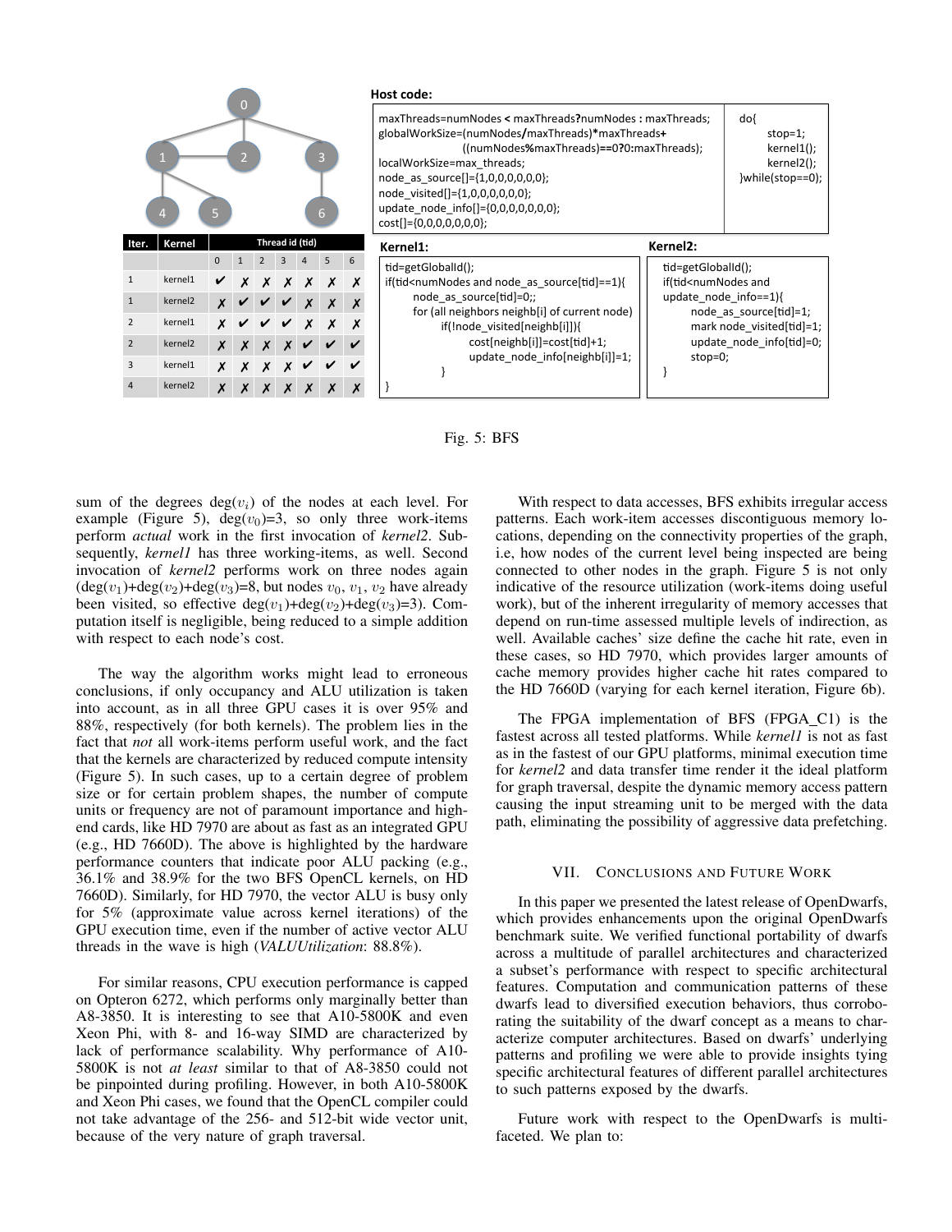| Iter. | Kernel | Thread id (tid) | | | | | | |
|---|---|---|---|---|---|---|---|---|
| | | 0 | 1 | 2 | 3 | 4 | 5 | 6 |
| 1 | kernel1 | ✔ | ✗ | ✗ | ✗ | ✗ | ✗ | ✗ |
| 1 | kernel2 | ✗ | ✔ | ✔ | ✔ | ✗ | ✗ | ✗ |
| 2 | kernel1 | ✗ | ✔ | ✔ | ✔ | ✗ | ✗ | ✗ |
| 2 | kernel2 | ✗ | ✗ | ✗ | ✗ | ✔ | ✔ | ✔ |
| 3 | kernel1 | ✗ | ✗ | ✗ | ✗ | ✔ | ✔ | ✔ |
| 4 | kernel2 | ✗ | ✗ | ✗ | ✗ | ✗ | ✗ | ✗ |

**Host code:**

```
maxThreads=numNodes < maxThreads?numNodes : maxThreads;
globalWorkSize=(numNodes/maxThreads)*maxThreads+
                ((numNodes%maxThreads)==0?0:maxThreads);
localWorkSize=max_threads;
node_as_source[]={1,0,0,0,0,0,0};
node_visited[]={1,0,0,0,0,0,0};
update_node_info[]={0,0,0,0,0,0,0};
cost[]={0,0,0,0,0,0,0};
```

```
do{
    stop=1;
    kernel1();
    kernel2();
}while(stop==0);
```

**Kernel1:**

```
tid=getGlobalId();
if(tid<numNodes and node_as_source[tid]==1){
    node_as_source[tid]=0;;
    for (all neighbors neighb[i] of current node)
        if(!node_visited[neighb[i]]){
            cost[neighb[i]]=cost[tid]+1;
            update_node_info[neighb[i]]=1;
        }
}
```

**Kernel2:**

```
tid=getGlobalId();
if(tid<numNodes and
update_node_info==1){
    node_as_source[tid]=1;
    mark node_visited[tid]=1;
    update_node_info[tid]=0;
    stop=0;
}
```

Fig. 5: BFS

sum of the degrees $\deg(v_i)$ of the nodes at each level. For example (Figure 5), $\deg(v_0)$=3, so only three work-items perform *actual* work in the first invocation of *kernel2*. Subsequently, *kernel1* has three working-items, as well. Second invocation of *kernel2* performs work on three nodes again ($\deg(v_1)$+$\deg(v_2)$+$\deg(v_3)$=8, but nodes $v_0$, $v_1$, $v_2$ have already been visited, so effective $\deg(v_1)$+$\deg(v_2)$+$\deg(v_3)$=3). Computation itself is negligible, being reduced to a simple addition with respect to each node's cost.

The way the algorithm works might lead to erroneous conclusions, if only occupancy and ALU utilization is taken into account, as in all three GPU cases it is over 95% and 88%, respectively (for both kernels). The problem lies in the fact that *not* all work-items perform useful work, and the fact that the kernels are characterized by reduced compute intensity (Figure 5). In such cases, up to a certain degree of problem size or for certain problem shapes, the number of compute units or frequency are not of paramount importance and high-end cards, like HD 7970 are about as fast as an integrated GPU (e.g., HD 7660D). The above is highlighted by the hardware performance counters that indicate poor ALU packing (e.g., 36.1% and 38.9% for the two BFS OpenCL kernels, on HD 7660D). Similarly, for HD 7970, the vector ALU is busy only for 5% (approximate value across kernel iterations) of the GPU execution time, even if the number of active vector ALU threads in the wave is high (*VALUUtilization*: 88.8%).

For similar reasons, CPU execution performance is capped on Opteron 6272, which performs only marginally better than A8-3850. It is interesting to see that A10-5800K and even Xeon Phi, with 8- and 16-way SIMD are characterized by lack of performance scalability. Why performance of A10-5800K is not *at least* similar to that of A8-3850 could not be pinpointed during profiling. However, in both A10-5800K and Xeon Phi cases, we found that the OpenCL compiler could not take advantage of the 256- and 512-bit wide vector unit, because of the very nature of graph traversal.

With respect to data accesses, BFS exhibits irregular access patterns. Each work-item accesses discontiguous memory locations, depending on the connectivity properties of the graph, i.e, how nodes of the current level being inspected are being connected to other nodes in the graph. Figure 5 is not only indicative of the resource utilization (work-items doing useful work), but of the inherent irregularity of memory accesses that depend on run-time assessed multiple levels of indirection, as well. Available caches' size define the cache hit rate, even in these cases, so HD 7970, which provides larger amounts of cache memory provides higher cache hit rates compared to the HD 7660D (varying for each kernel iteration, Figure 6b).

The FPGA implementation of BFS (FPGA_C1) is the fastest across all tested platforms. While *kernel1* is not as fast as in the fastest of our GPU platforms, minimal execution time for *kernel2* and data transfer time render it the ideal platform for graph traversal, despite the dynamic memory access pattern causing the input streaming unit to be merged with the data path, eliminating the possibility of aggressive data prefetching.

## VII. Conclusions and Future Work

In this paper we presented the latest release of OpenDwarfs, which provides enhancements upon the original OpenDwarfs benchmark suite. We verified functional portability of dwarfs across a multitude of parallel architectures and characterized a subset's performance with respect to specific architectural features. Computation and communication patterns of these dwarfs lead to diversified execution behaviors, thus corroborating the suitability of the dwarf concept as a means to characterize computer architectures. Based on dwarfs' underlying patterns and profiling we were able to provide insights tying specific architectural features of different parallel architectures to such patterns exposed by the dwarfs.

Future work with respect to the OpenDwarfs is multi-faceted. We plan to: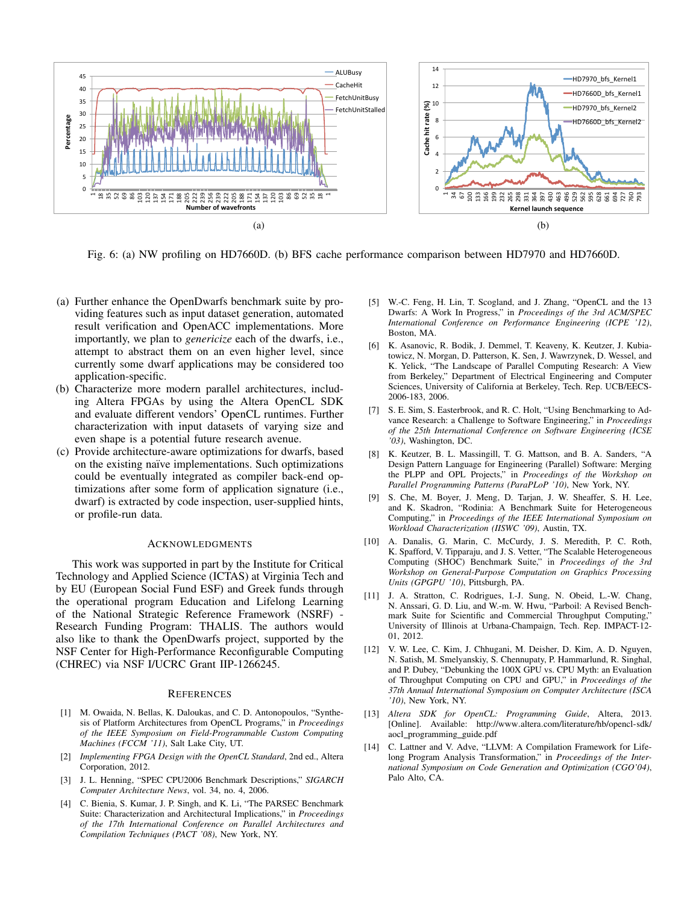45
40
35
30
25
20
15
10
5
0

Percentage

ALUBusy
CacheHit
FetchUnitBusy
FetchUnitStalled

1 18 35 52 69 86 103 120 137 154 171 188 205 222 239 256 239 222 205 188 171 154 137 120 103 86 69 52 35 18 1

Number of wavefronts

(a)

14
12
10
8
6
4
2
0

Cache hit rate (%)

HD7970_bfs_Kernel1
HD7660D_bfs_Kernel1
HD7970_bfs_Kernel2
HD7660D_bfs_Kernel2

1 34 67 100 133 166 199 232 265 298 331 364 397 430 463 496 529 562 595 628 661 694 727 760 793

Kernel launch sequence

(b)

Fig. 6: (a) NW profiling on HD7660D. (b) BFS cache performance comparison between HD7970 and HD7660D.

(a) Further enhance the OpenDwarfs benchmark suite by providing features such as input dataset generation, automated result verification and OpenACC implementations. More importantly, we plan to *genericize* each of the dwarfs, i.e., attempt to abstract them on an even higher level, since currently some dwarf applications may be considered too application-specific.

(b) Characterize more modern parallel architectures, including Altera FPGAs by using the Altera OpenCL SDK and evaluate different vendors' OpenCL runtimes. Further characterization with input datasets of varying size and even shape is a potential future research avenue.

(c) Provide architecture-aware optimizations for dwarfs, based on the existing naïve implementations. Such optimizations could be eventually integrated as compiler back-end optimizations after some form of application signature (i.e., dwarf) is extracted by code inspection, user-supplied hints, or profile-run data.

## Acknowledgments

This work was supported in part by the Institute for Critical Technology and Applied Science (ICTAS) at Virginia Tech and by EU (European Social Fund ESF) and Greek funds through the operational program Education and Lifelong Learning of the National Strategic Reference Framework (NSRF) - Research Funding Program: THALIS. The authors would also like to thank the OpenDwarfs project, supported by the NSF Center for High-Performance Reconfigurable Computing (CHREC) via NSF I/UCRC Grant IIP-1266245.

## References

[1] M. Owaida, N. Bellas, K. Daloukas, and C. D. Antonopoulos, "Synthesis of Platform Architectures from OpenCL Programs," in *Proceedings of the IEEE Symposium on Field-Programmable Custom Computing Machines (FCCM '11)*, Salt Lake City, UT.

[2] *Implementing FPGA Design with the OpenCL Standard*, 2nd ed., Altera Corporation, 2012.

[3] J. L. Henning, "SPEC CPU2006 Benchmark Descriptions," *SIGARCH Computer Architecture News*, vol. 34, no. 4, 2006.

[4] C. Bienia, S. Kumar, J. P. Singh, and K. Li, "The PARSEC Benchmark Suite: Characterization and Architectural Implications," in *Proceedings of the 17th International Conference on Parallel Architectures and Compilation Techniques (PACT '08)*, New York, NY.

[5] W.-C. Feng, H. Lin, T. Scogland, and J. Zhang, "OpenCL and the 13 Dwarfs: A Work In Progress," in *Proceedings of the 3rd ACM/SPEC International Conference on Performance Engineering (ICPE '12)*, Boston, MA.

[6] K. Asanovic, R. Bodik, J. Demmel, T. Keaveny, K. Keutzer, J. Kubiatowicz, N. Morgan, D. Patterson, K. Sen, J. Wawrzynek, D. Wessel, and K. Yelick, "The Landscape of Parallel Computing Research: A View from Berkeley," Department of Electrical Engineering and Computer Sciences, University of California at Berkeley, Tech. Rep. UCB/EECS-2006-183, 2006.

[7] S. E. Sim, S. Easterbrook, and R. C. Holt, "Using Benchmarking to Advance Research: a Challenge to Software Engineering," in *Proceedings of the 25th International Conference on Software Engineering (ICSE '03)*, Washington, DC.

[8] K. Keutzer, B. L. Massingill, T. G. Mattson, and B. A. Sanders, "A Design Pattern Language for Engineering (Parallel) Software: Merging the PLPP and OPL Projects," in *Proceedings of the Workshop on Parallel Programming Patterns (ParaPLoP '10)*, New York, NY.

[9] S. Che, M. Boyer, J. Meng, D. Tarjan, J. W. Sheaffer, S. H. Lee, and K. Skadron, "Rodinia: A Benchmark Suite for Heterogeneous Computing," in *Proceedings of the IEEE International Symposium on Workload Characterization (IISWC '09)*, Austin, TX.

[10] A. Danalis, G. Marin, C. McCurdy, J. S. Meredith, P. C. Roth, K. Spafford, V. Tipparaju, and J. S. Vetter, "The Scalable Heterogeneous Computing (SHOC) Benchmark Suite," in *Proceedings of the 3rd Workshop on General-Purpose Computation on Graphics Processing Units (GPGPU '10)*, Pittsburgh, PA.

[11] J. A. Stratton, C. Rodrigues, I.-J. Sung, N. Obeid, L.-W. Chang, N. Anssari, G. D. Liu, and W.-m. W. Hwu, "Parboil: A Revised Benchmark Suite for Scientific and Commercial Throughput Computing," University of Illinois at Urbana-Champaign, Tech. Rep. IMPACT-12-01, 2012.

[12] V. W. Lee, C. Kim, J. Chhugani, M. Deisher, D. Kim, A. D. Nguyen, N. Satish, M. Smelyanskiy, S. Chennupaty, P. Hammarlund, R. Singhal, and P. Dubey, "Debunking the 100X GPU vs. CPU Myth: an Evaluation of Throughput Computing on CPU and GPU," in *Proceedings of the 37th Annual International Symposium on Computer Architecture (ISCA '10)*, New York, NY.

[13] *Altera SDK for OpenCL: Programming Guide*, Altera, 2013. [Online]. Available: http://www.altera.com/literature/hb/opencl-sdk/aocl_programming_guide.pdf

[14] C. Lattner and V. Adve, "LLVM: A Compilation Framework for Lifelong Program Analysis Transformation," in *Proceedings of the International Symposium on Code Generation and Optimization (CGO'04)*, Palo Alto, CA.